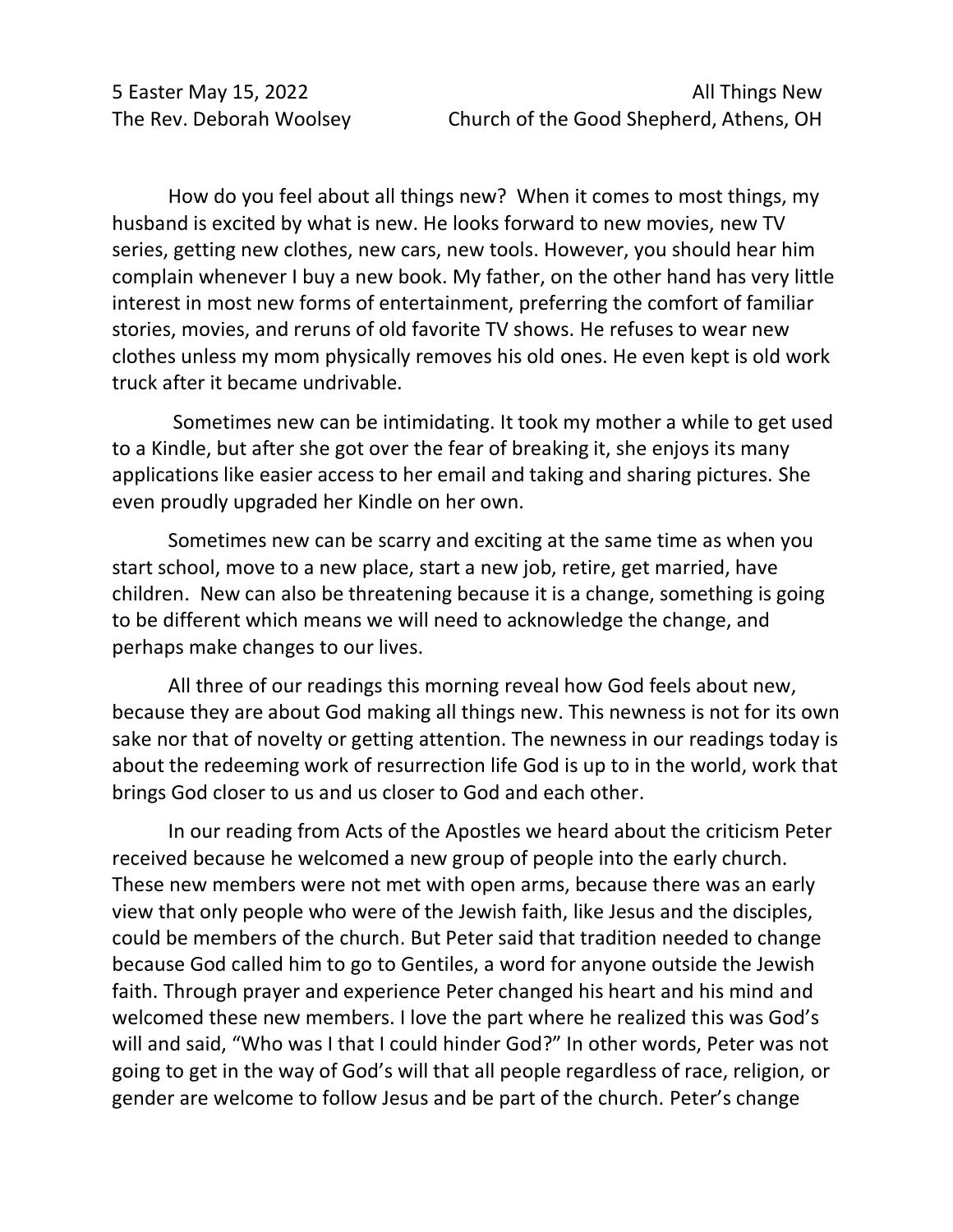5 Easter May 15, 2022 — All Things New

The Rev. Deborah Woolsey — Church of the Good Shepherd, Athens, OH

How do you feel about all things new? When it comes to most things, my husband is excited by what is new. He looks forward to new movies, new TV series, getting new clothes, new cars, new tools. However, you should hear him complain whenever I buy a new book. My father, on the other hand has very little interest in most new forms of entertainment, preferring the comfort of familiar stories, movies, and reruns of old favorite TV shows. He refuses to wear new clothes unless my mom physically removes his old ones. He even kept is old work truck after it became undrivable.

Sometimes new can be intimidating. It took my mother a while to get used to a Kindle, but after she got over the fear of breaking it, she enjoys its many applications like easier access to her email and taking and sharing pictures. She even proudly upgraded her Kindle on her own.

Sometimes new can be scarry and exciting at the same time as when you start school, move to a new place, start a new job, retire, get married, have children. New can also be threatening because it is a change, something is going to be different which means we will need to acknowledge the change, and perhaps make changes to our lives.

All three of our readings this morning reveal how God feels about new, because they are about God making all things new. This newness is not for its own sake nor that of novelty or getting attention. The newness in our readings today is about the redeeming work of resurrection life God is up to in the world, work that brings God closer to us and us closer to God and each other.

In our reading from Acts of the Apostles we heard about the criticism Peter received because he welcomed a new group of people into the early church. These new members were not met with open arms, because there was an early view that only people who were of the Jewish faith, like Jesus and the disciples, could be members of the church. But Peter said that tradition needed to change because God called him to go to Gentiles, a word for anyone outside the Jewish faith. Through prayer and experience Peter changed his heart and his mind and welcomed these new members. I love the part where he realized this was God's will and said, "Who was I that I could hinder God?" In other words, Peter was not going to get in the way of God's will that all people regardless of race, religion, or gender are welcome to follow Jesus and be part of the church. Peter's change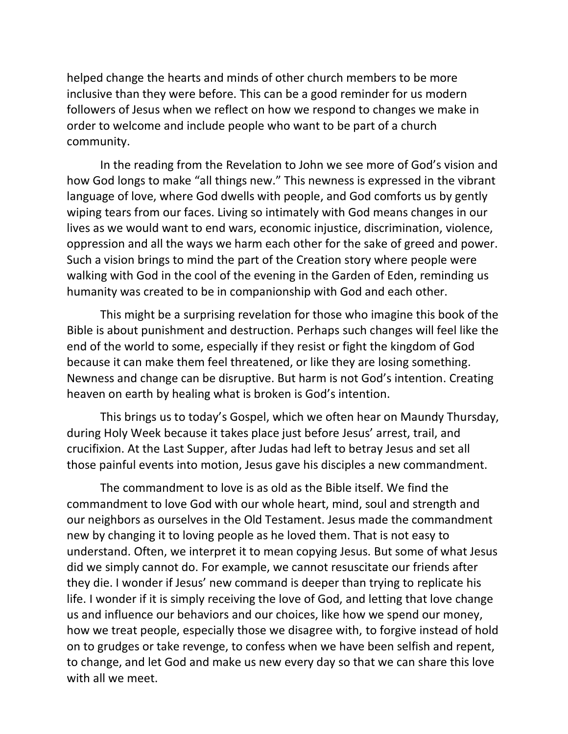helped change the hearts and minds of other church members to be more inclusive than they were before. This can be a good reminder for us modern followers of Jesus when we reflect on how we respond to changes we make in order to welcome and include people who want to be part of a church community.

In the reading from the Revelation to John we see more of God's vision and how God longs to make "all things new." This newness is expressed in the vibrant language of love, where God dwells with people, and God comforts us by gently wiping tears from our faces. Living so intimately with God means changes in our lives as we would want to end wars, economic injustice, discrimination, violence, oppression and all the ways we harm each other for the sake of greed and power. Such a vision brings to mind the part of the Creation story where people were walking with God in the cool of the evening in the Garden of Eden, reminding us humanity was created to be in companionship with God and each other.

This might be a surprising revelation for those who imagine this book of the Bible is about punishment and destruction. Perhaps such changes will feel like the end of the world to some, especially if they resist or fight the kingdom of God because it can make them feel threatened, or like they are losing something. Newness and change can be disruptive. But harm is not God's intention. Creating heaven on earth by healing what is broken is God's intention.

This brings us to today's Gospel, which we often hear on Maundy Thursday, during Holy Week because it takes place just before Jesus' arrest, trail, and crucifixion. At the Last Supper, after Judas had left to betray Jesus and set all those painful events into motion, Jesus gave his disciples a new commandment.

The commandment to love is as old as the Bible itself. We find the commandment to love God with our whole heart, mind, soul and strength and our neighbors as ourselves in the Old Testament. Jesus made the commandment new by changing it to loving people as he loved them. That is not easy to understand. Often, we interpret it to mean copying Jesus. But some of what Jesus did we simply cannot do. For example, we cannot resuscitate our friends after they die. I wonder if Jesus' new command is deeper than trying to replicate his life. I wonder if it is simply receiving the love of God, and letting that love change us and influence our behaviors and our choices, like how we spend our money, how we treat people, especially those we disagree with, to forgive instead of hold on to grudges or take revenge, to confess when we have been selfish and repent, to change, and let God and make us new every day so that we can share this love with all we meet.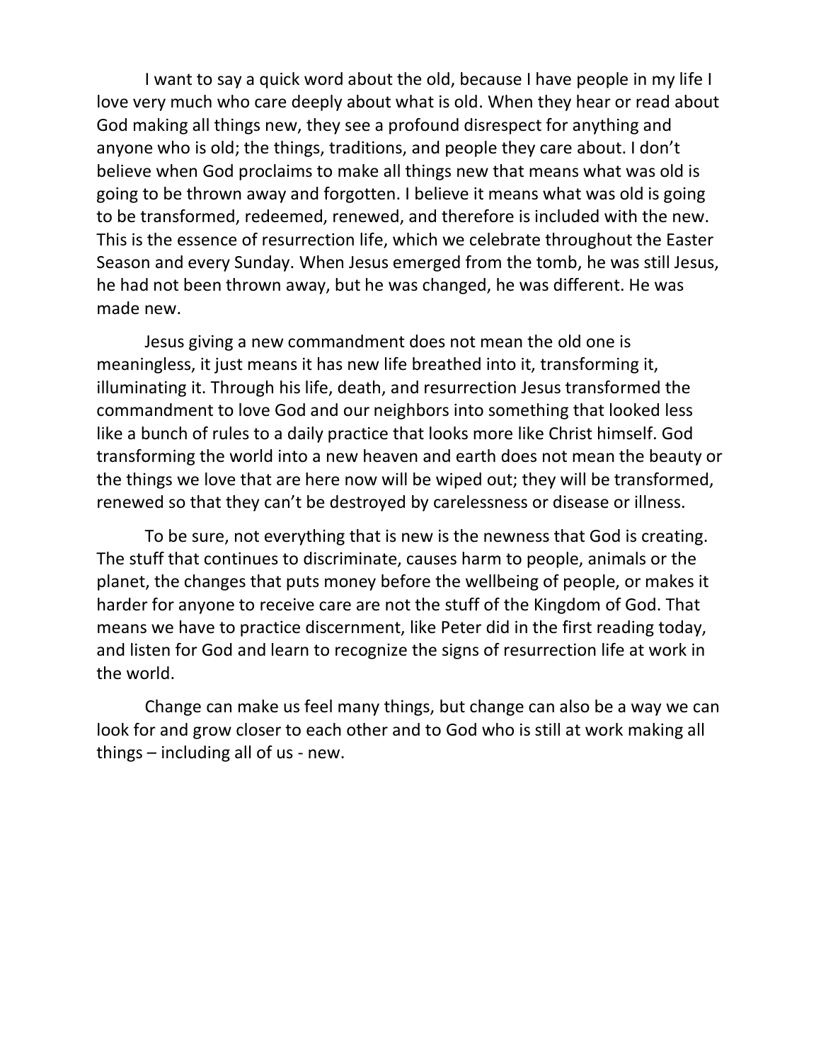I want to say a quick word about the old, because I have people in my life I love very much who care deeply about what is old. When they hear or read about God making all things new, they see a profound disrespect for anything and anyone who is old; the things, traditions, and people they care about. I don't believe when God proclaims to make all things new that means what was old is going to be thrown away and forgotten. I believe it means what was old is going to be transformed, redeemed, renewed, and therefore is included with the new. This is the essence of resurrection life, which we celebrate throughout the Easter Season and every Sunday. When Jesus emerged from the tomb, he was still Jesus, he had not been thrown away, but he was changed, he was different. He was made new.

Jesus giving a new commandment does not mean the old one is meaningless, it just means it has new life breathed into it, transforming it, illuminating it. Through his life, death, and resurrection Jesus transformed the commandment to love God and our neighbors into something that looked less like a bunch of rules to a daily practice that looks more like Christ himself. God transforming the world into a new heaven and earth does not mean the beauty or the things we love that are here now will be wiped out; they will be transformed, renewed so that they can't be destroyed by carelessness or disease or illness.

To be sure, not everything that is new is the newness that God is creating. The stuff that continues to discriminate, causes harm to people, animals or the planet, the changes that puts money before the wellbeing of people, or makes it harder for anyone to receive care are not the stuff of the Kingdom of God. That means we have to practice discernment, like Peter did in the first reading today, and listen for God and learn to recognize the signs of resurrection life at work in the world.

Change can make us feel many things, but change can also be a way we can look for and grow closer to each other and to God who is still at work making all things – including all of us - new.